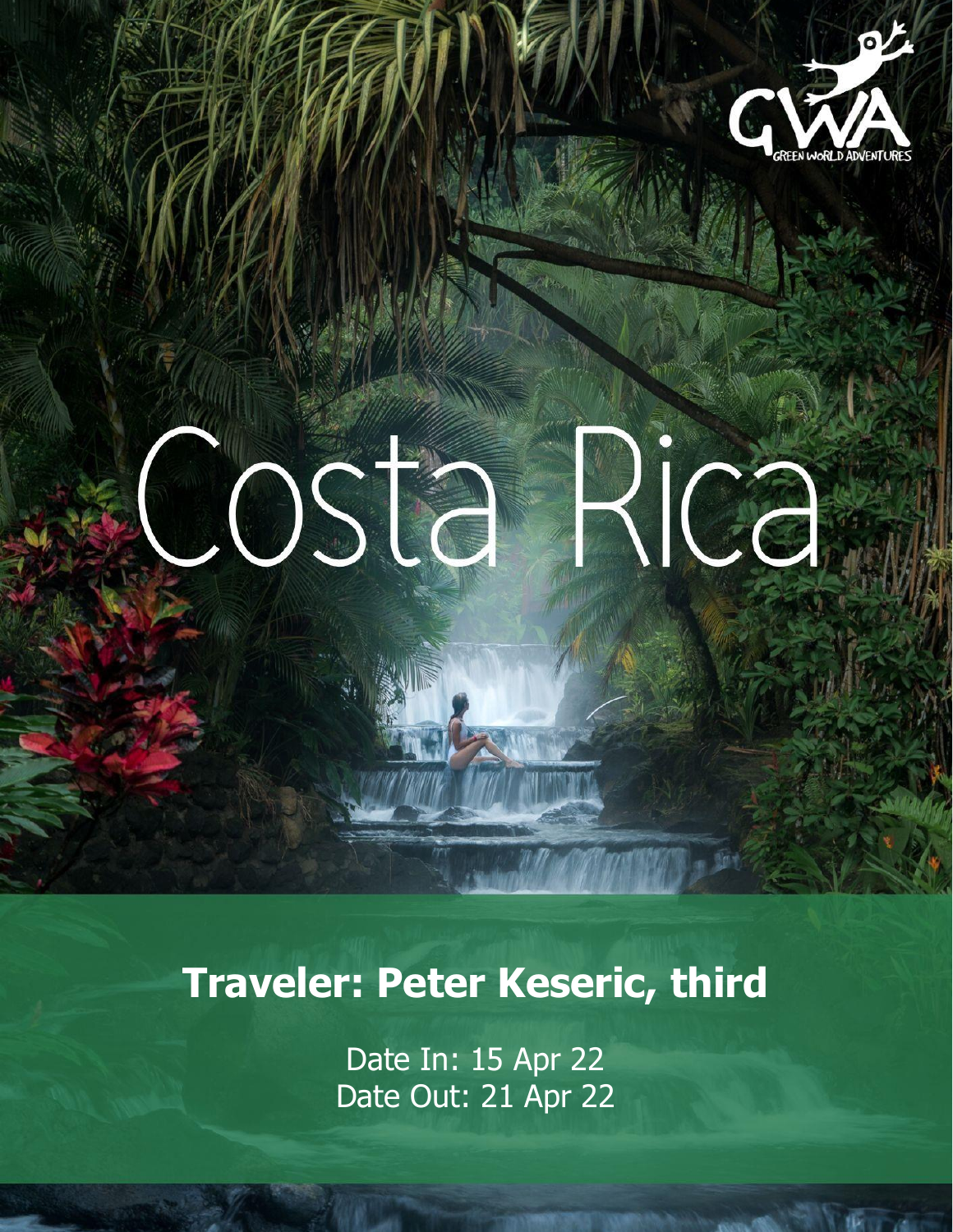GWA
GREEN WORLD ADVENTURES

# Costa Rica

## Traveler: Peter Keseric, third

Date In: 15 Apr 22
Date Out: 21 Apr 22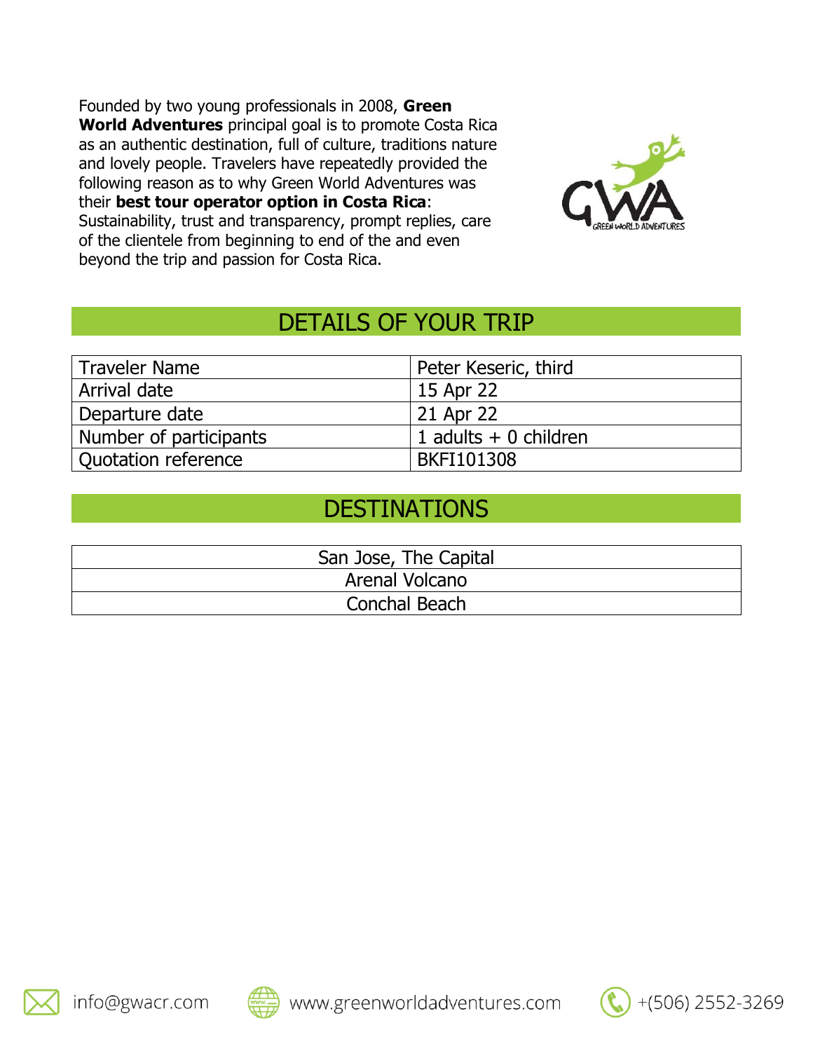Founded by two young professionals in 2008, **Green World Adventures** principal goal is to promote Costa Rica as an authentic destination, full of culture, traditions nature and lovely people. Travelers have repeatedly provided the following reason as to why Green World Adventures was their **best tour operator option in Costa Rica**: Sustainability, trust and transparency, prompt replies, care of the clientele from beginning to end of the and even beyond the trip and passion for Costa Rica.

## DETAILS OF YOUR TRIP

| Traveler Name | Peter Keseric, third |
|---|---|
| Arrival date | 15 Apr 22 |
| Departure date | 21 Apr 22 |
| Number of participants | 1 adults + 0 children |
| Quotation reference | BKFI101308 |

## DESTINATIONS

| |
|---|
| San Jose, The Capital |
| Arenal Volcano |
| Conchal Beach |

info@gwacr.com www.greenworldadventures.com +(506) 2552-3269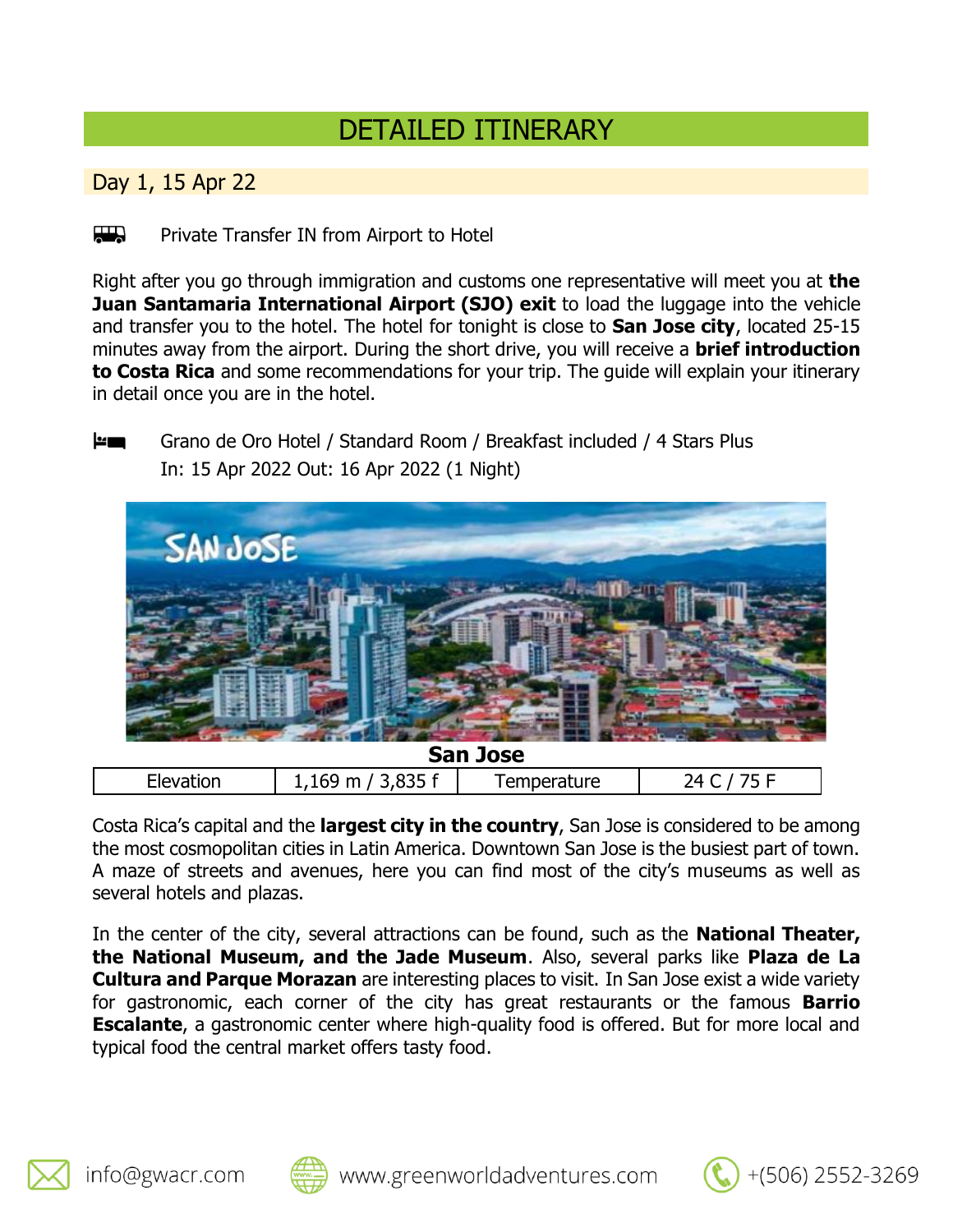# DETAILED ITINERARY

## Day 1, 15 Apr 22

Private Transfer IN from Airport to Hotel

Right after you go through immigration and customs one representative will meet you at **the Juan Santamaria International Airport (SJO) exit** to load the luggage into the vehicle and transfer you to the hotel. The hotel for tonight is close to **San Jose city**, located 25-15 minutes away from the airport. During the short drive, you will receive a **brief introduction to Costa Rica** and some recommendations for your trip. The guide will explain your itinerary in detail once you are in the hotel.

Grano de Oro Hotel / Standard Room / Breakfast included / 4 Stars Plus
In: 15 Apr 2022 Out: 16 Apr 2022 (1 Night)

**San Jose**

| Elevation | 1,169 m / 3,835 f | Temperature | 24 C / 75 F |
|---|---|---|---|

Costa Rica's capital and the **largest city in the country**, San Jose is considered to be among the most cosmopolitan cities in Latin America. Downtown San Jose is the busiest part of town. A maze of streets and avenues, here you can find most of the city's museums as well as several hotels and plazas.

In the center of the city, several attractions can be found, such as the **National Theater, the National Museum, and the Jade Museum**. Also, several parks like **Plaza de La Cultura and Parque Morazan** are interesting places to visit. In San Jose exist a wide variety for gastronomic, each corner of the city has great restaurants or the famous **Barrio Escalante**, a gastronomic center where high-quality food is offered. But for more local and typical food the central market offers tasty food.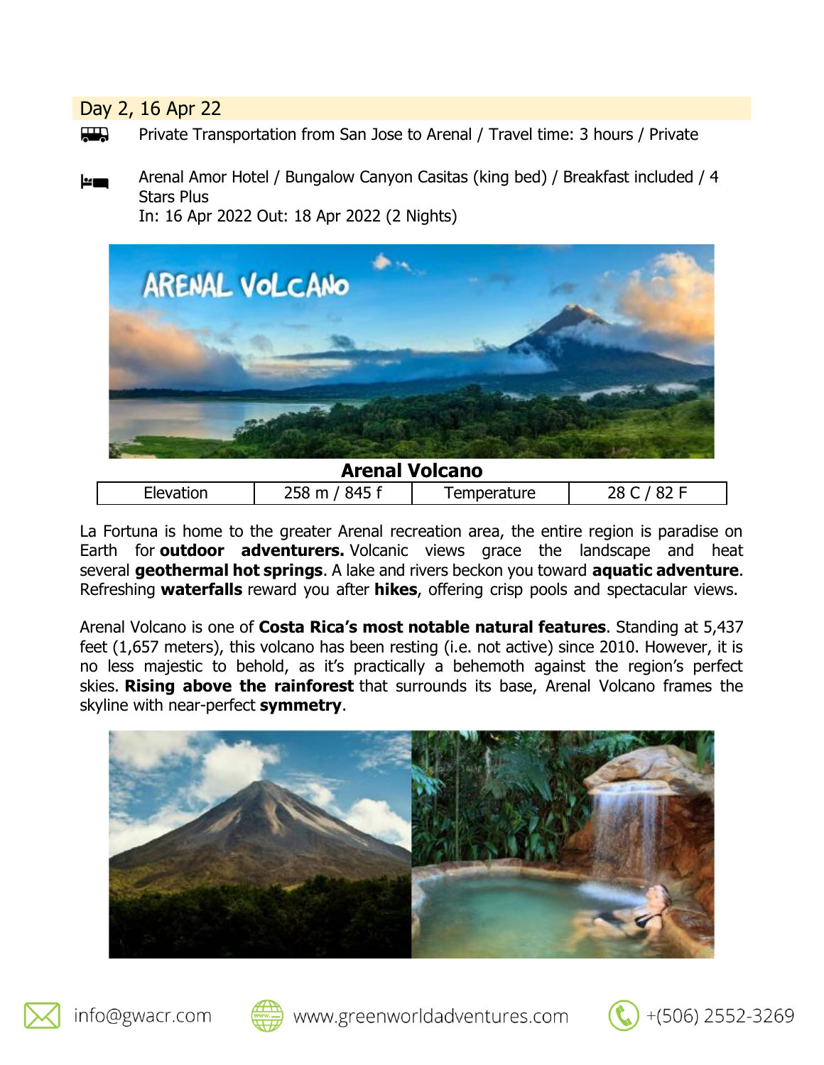## Day 2, 16 Apr 22

Private Transportation from San Jose to Arenal / Travel time: 3 hours / Private

Arenal Amor Hotel / Bungalow Canyon Casitas (king bed) / Breakfast included / 4 Stars Plus
In: 16 Apr 2022 Out: 18 Apr 2022 (2 Nights)

**Arenal Volcano**

| Elevation | 258 m / 845 f | Temperature | 28 C / 82 F |
|---|---|---|---|

La Fortuna is home to the greater Arenal recreation area, the entire region is paradise on Earth for **outdoor adventurers.** Volcanic views grace the landscape and heat several **geothermal hot springs**. A lake and rivers beckon you toward **aquatic adventure**. Refreshing **waterfalls** reward you after **hikes**, offering crisp pools and spectacular views.

Arenal Volcano is one of **Costa Rica's most notable natural features**. Standing at 5,437 feet (1,657 meters), this volcano has been resting (i.e. not active) since 2010. However, it is no less majestic to behold, as it's practically a behemoth against the region's perfect skies. **Rising above the rainforest** that surrounds its base, Arenal Volcano frames the skyline with near-perfect **symmetry**.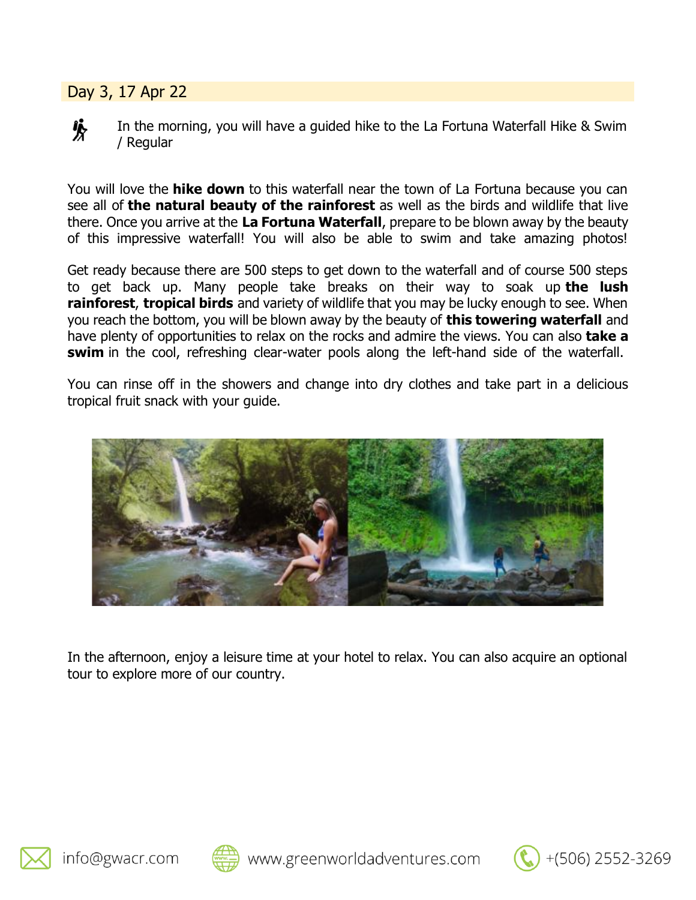## Day 3, 17 Apr 22

In the morning, you will have a guided hike to the La Fortuna Waterfall Hike & Swim / Regular

You will love the **hike down** to this waterfall near the town of La Fortuna because you can see all of **the natural beauty of the rainforest** as well as the birds and wildlife that live there. Once you arrive at the **La Fortuna Waterfall**, prepare to be blown away by the beauty of this impressive waterfall! You will also be able to swim and take amazing photos!

Get ready because there are 500 steps to get down to the waterfall and of course 500 steps to get back up. Many people take breaks on their way to soak up **the lush rainforest**, **tropical birds** and variety of wildlife that you may be lucky enough to see. When you reach the bottom, you will be blown away by the beauty of **this towering waterfall** and have plenty of opportunities to relax on the rocks and admire the views. You can also **take a swim** in the cool, refreshing clear-water pools along the left-hand side of the waterfall.

You can rinse off in the showers and change into dry clothes and take part in a delicious tropical fruit snack with your guide.

In the afternoon, enjoy a leisure time at your hotel to relax. You can also acquire an optional tour to explore more of our country.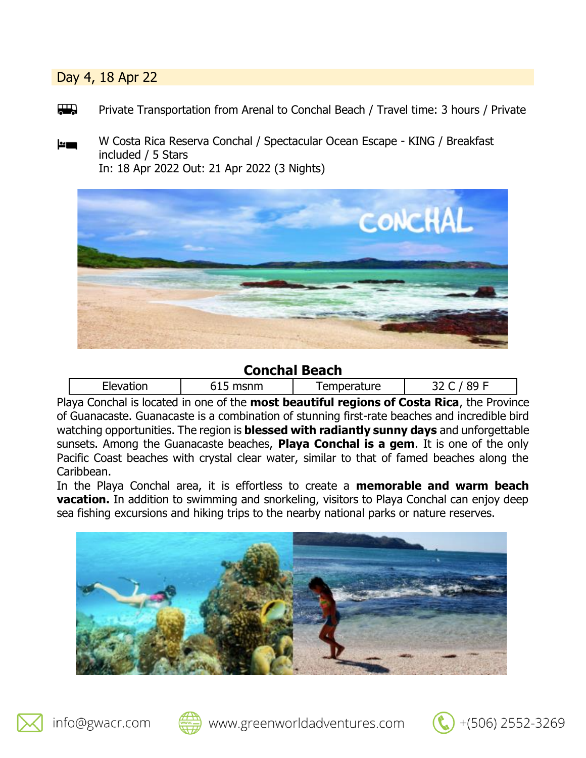## Day 4, 18 Apr 22

Private Transportation from Arenal to Conchal Beach / Travel time: 3 hours / Private

W Costa Rica Reserva Conchal / Spectacular Ocean Escape - KING / Breakfast included / 5 Stars
In: 18 Apr 2022 Out: 21 Apr 2022 (3 Nights)

### Conchal Beach

| Elevation | 615 msnm | Temperature | 32 C / 89 F |
|---|---|---|---|

Playa Conchal is located in one of the **most beautiful regions of Costa Rica**, the Province of Guanacaste. Guanacaste is a combination of stunning first-rate beaches and incredible bird watching opportunities. The region is **blessed with radiantly sunny days** and unforgettable sunsets. Among the Guanacaste beaches, **Playa Conchal is a gem**. It is one of the only Pacific Coast beaches with crystal clear water, similar to that of famed beaches along the Caribbean.

In the Playa Conchal area, it is effortless to create a **memorable and warm beach vacation.** In addition to swimming and snorkeling, visitors to Playa Conchal can enjoy deep sea fishing excursions and hiking trips to the nearby national parks or nature reserves.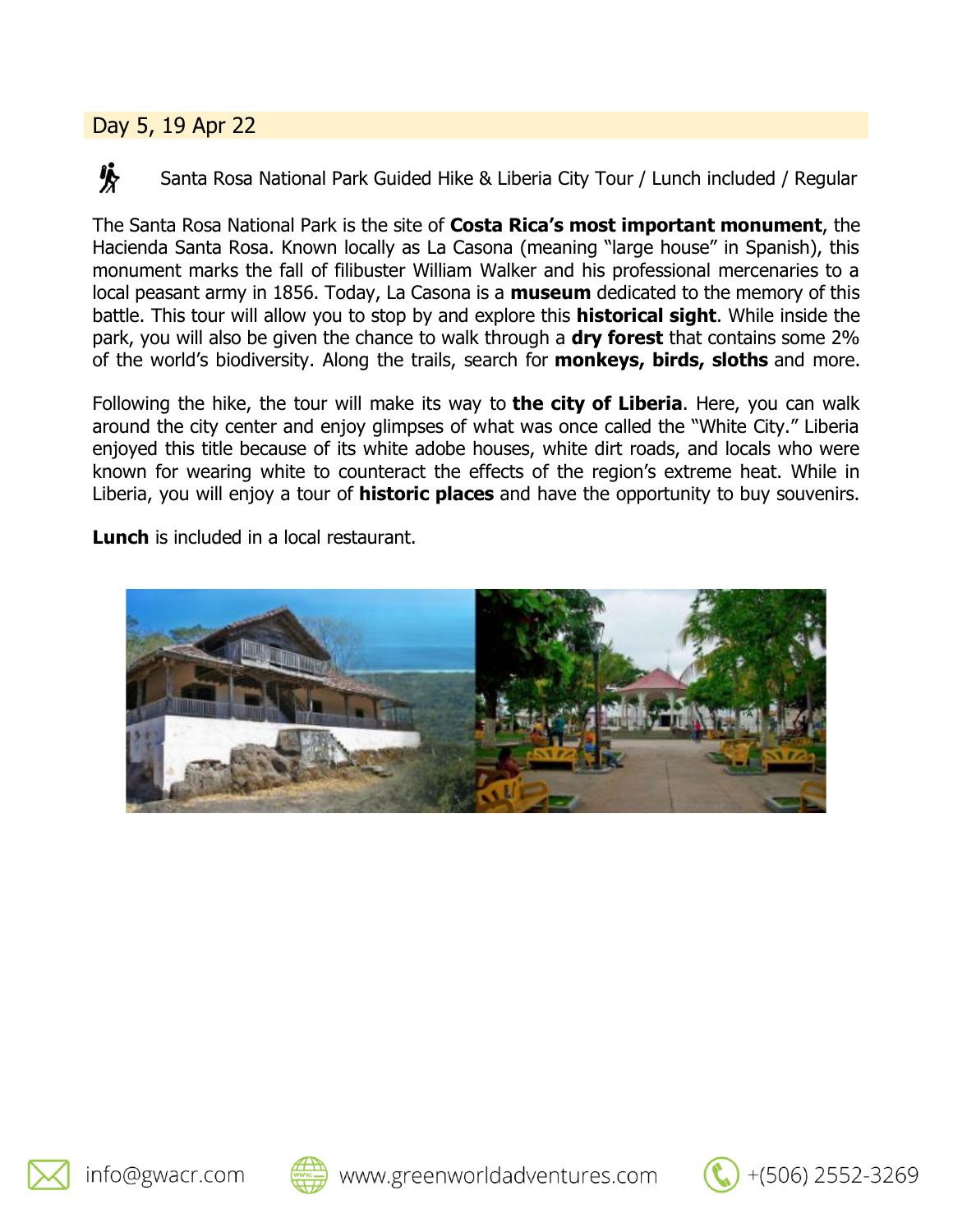## Day 5, 19 Apr 22

Santa Rosa National Park Guided Hike & Liberia City Tour / Lunch included / Regular

The Santa Rosa National Park is the site of **Costa Rica's most important monument**, the Hacienda Santa Rosa. Known locally as La Casona (meaning "large house" in Spanish), this monument marks the fall of filibuster William Walker and his professional mercenaries to a local peasant army in 1856. Today, La Casona is a **museum** dedicated to the memory of this battle. This tour will allow you to stop by and explore this **historical sight**. While inside the park, you will also be given the chance to walk through a **dry forest** that contains some 2% of the world's biodiversity. Along the trails, search for **monkeys, birds, sloths** and more.

Following the hike, the tour will make its way to **the city of Liberia**. Here, you can walk around the city center and enjoy glimpses of what was once called the "White City." Liberia enjoyed this title because of its white adobe houses, white dirt roads, and locals who were known for wearing white to counteract the effects of the region's extreme heat. While in Liberia, you will enjoy a tour of **historic places** and have the opportunity to buy souvenirs.

**Lunch** is included in a local restaurant.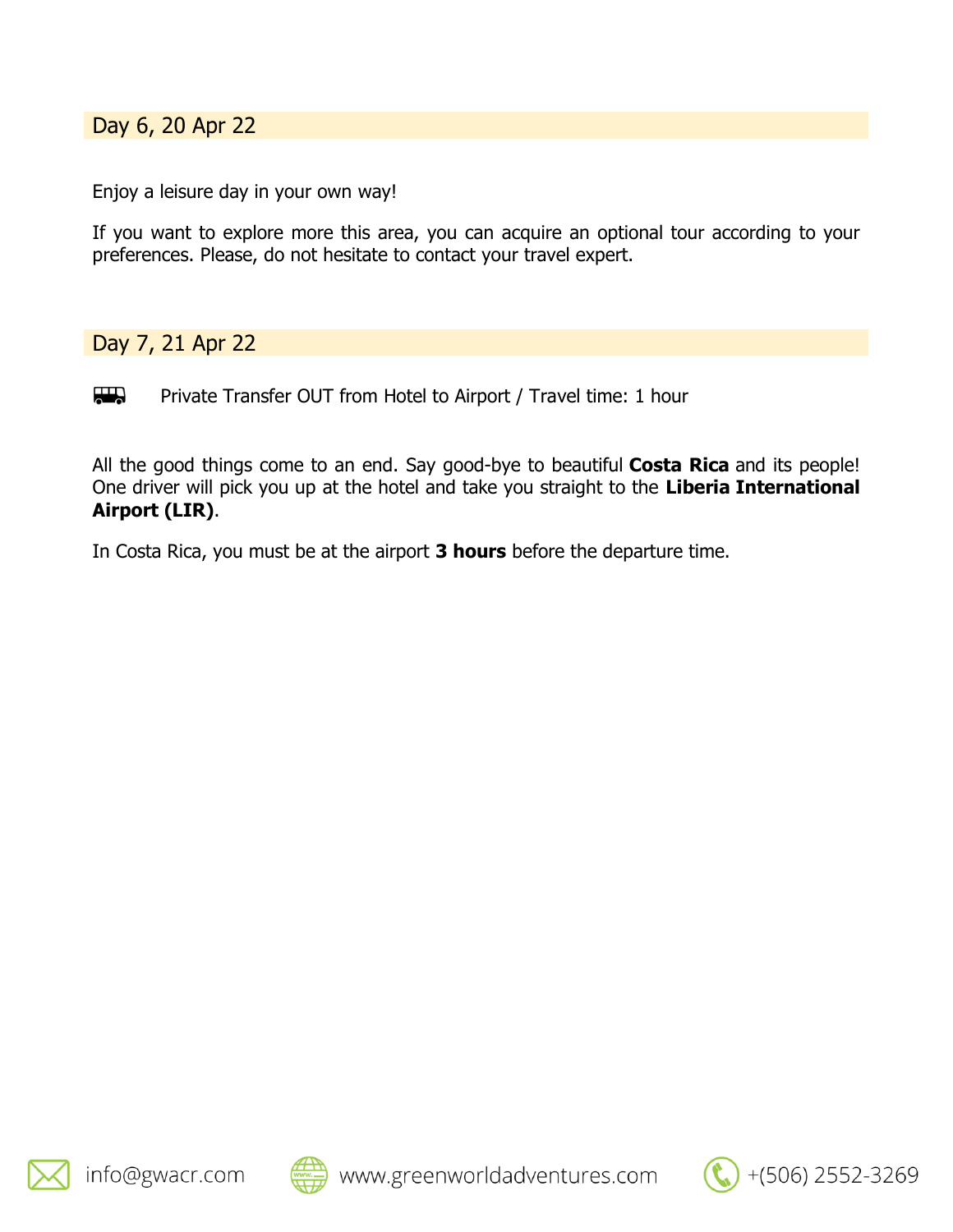## Day 6, 20 Apr 22

Enjoy a leisure day in your own way!

If you want to explore more this area, you can acquire an optional tour according to your preferences. Please, do not hesitate to contact your travel expert.

## Day 7, 21 Apr 22

Private Transfer OUT from Hotel to Airport / Travel time: 1 hour

All the good things come to an end. Say good-bye to beautiful **Costa Rica** and its people! One driver will pick you up at the hotel and take you straight to the **Liberia International Airport (LIR)**.

In Costa Rica, you must be at the airport **3 hours** before the departure time.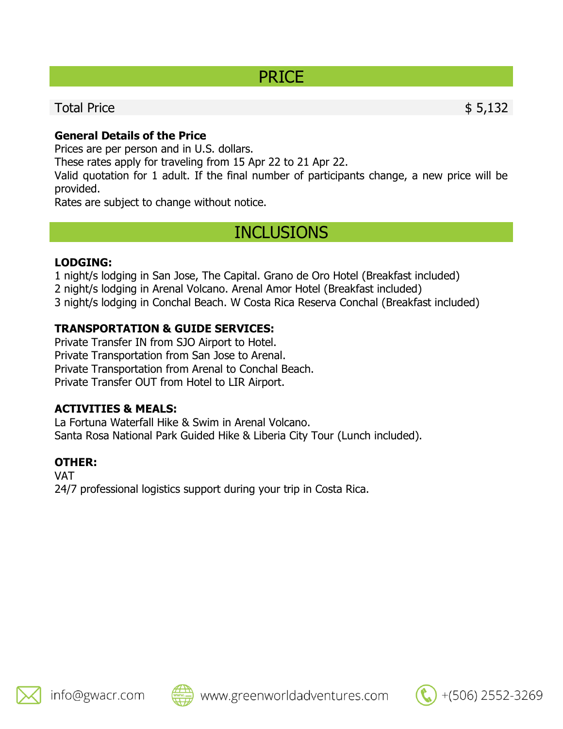## PRICE

| Total Price | $ 5,132 |
| --- | --- |

**General Details of the Price**

Prices are per person and in U.S. dollars.
These rates apply for traveling from 15 Apr 22 to 21 Apr 22.
Valid quotation for 1 adult. If the final number of participants change, a new price will be provided.
Rates are subject to change without notice.

## INCLUSIONS

**LODGING:**

1 night/s lodging in San Jose, The Capital. Grano de Oro Hotel (Breakfast included)
2 night/s lodging in Arenal Volcano. Arenal Amor Hotel (Breakfast included)
3 night/s lodging in Conchal Beach. W Costa Rica Reserva Conchal (Breakfast included)

**TRANSPORTATION & GUIDE SERVICES:**

Private Transfer IN from SJO Airport to Hotel.
Private Transportation from San Jose to Arenal.
Private Transportation from Arenal to Conchal Beach.
Private Transfer OUT from Hotel to LIR Airport.

**ACTIVITIES & MEALS:**

La Fortuna Waterfall Hike & Swim in Arenal Volcano.
Santa Rosa National Park Guided Hike & Liberia City Tour (Lunch included).

**OTHER:**

VAT
24/7 professional logistics support during your trip in Costa Rica.

info@gwacr.com www.greenworldadventures.com +(506) 2552-3269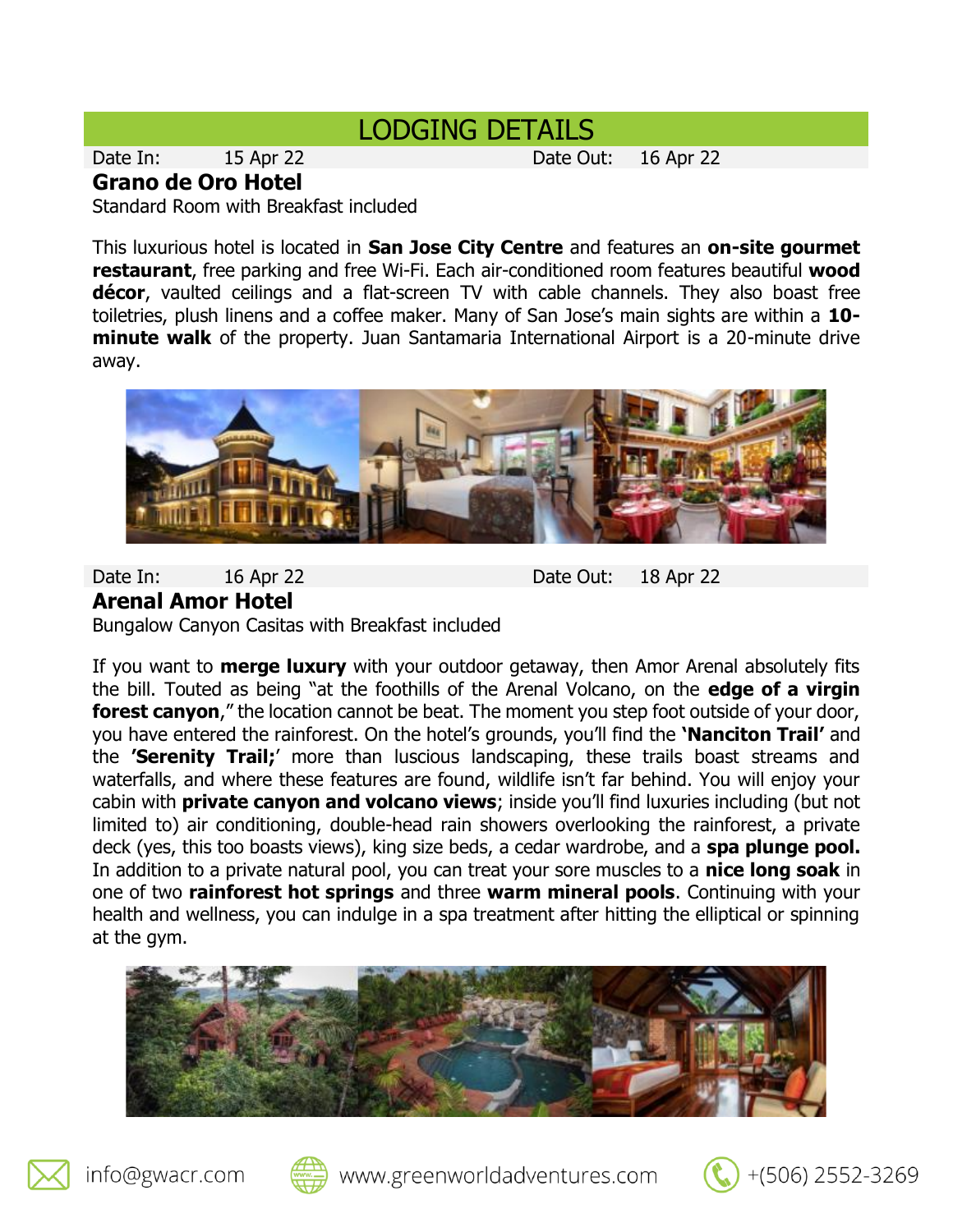# LODGING DETAILS

Date In: 15 Apr 22 Date Out: 16 Apr 22

## Grano de Oro Hotel

Standard Room with Breakfast included

This luxurious hotel is located in **San Jose City Centre** and features an **on-site gourmet restaurant**, free parking and free Wi-Fi. Each air-conditioned room features beautiful **wood décor**, vaulted ceilings and a flat-screen TV with cable channels. They also boast free toiletries, plush linens and a coffee maker. Many of San Jose's main sights are within a **10-minute walk** of the property. Juan Santamaria International Airport is a 20-minute drive away.

Date In: 16 Apr 22 Date Out: 18 Apr 22

## Arenal Amor Hotel

Bungalow Canyon Casitas with Breakfast included

If you want to **merge luxury** with your outdoor getaway, then Amor Arenal absolutely fits the bill. Touted as being "at the foothills of the Arenal Volcano, on the **edge of a virgin forest canyon**," the location cannot be beat. The moment you step foot outside of your door, you have entered the rainforest. On the hotel's grounds, you'll find the **'Nanciton Trail'** and the **'Serenity Trail;'** more than luscious landscaping, these trails boast streams and waterfalls, and where these features are found, wildlife isn't far behind. You will enjoy your cabin with **private canyon and volcano views**; inside you'll find luxuries including (but not limited to) air conditioning, double-head rain showers overlooking the rainforest, a private deck (yes, this too boasts views), king size beds, a cedar wardrobe, and a **spa plunge pool.** In addition to a private natural pool, you can treat your sore muscles to a **nice long soak** in one of two **rainforest hot springs** and three **warm mineral pools**. Continuing with your health and wellness, you can indulge in a spa treatment after hitting the elliptical or spinning at the gym.

info@gwacr.com www.greenworldadventures.com +(506) 2552-3269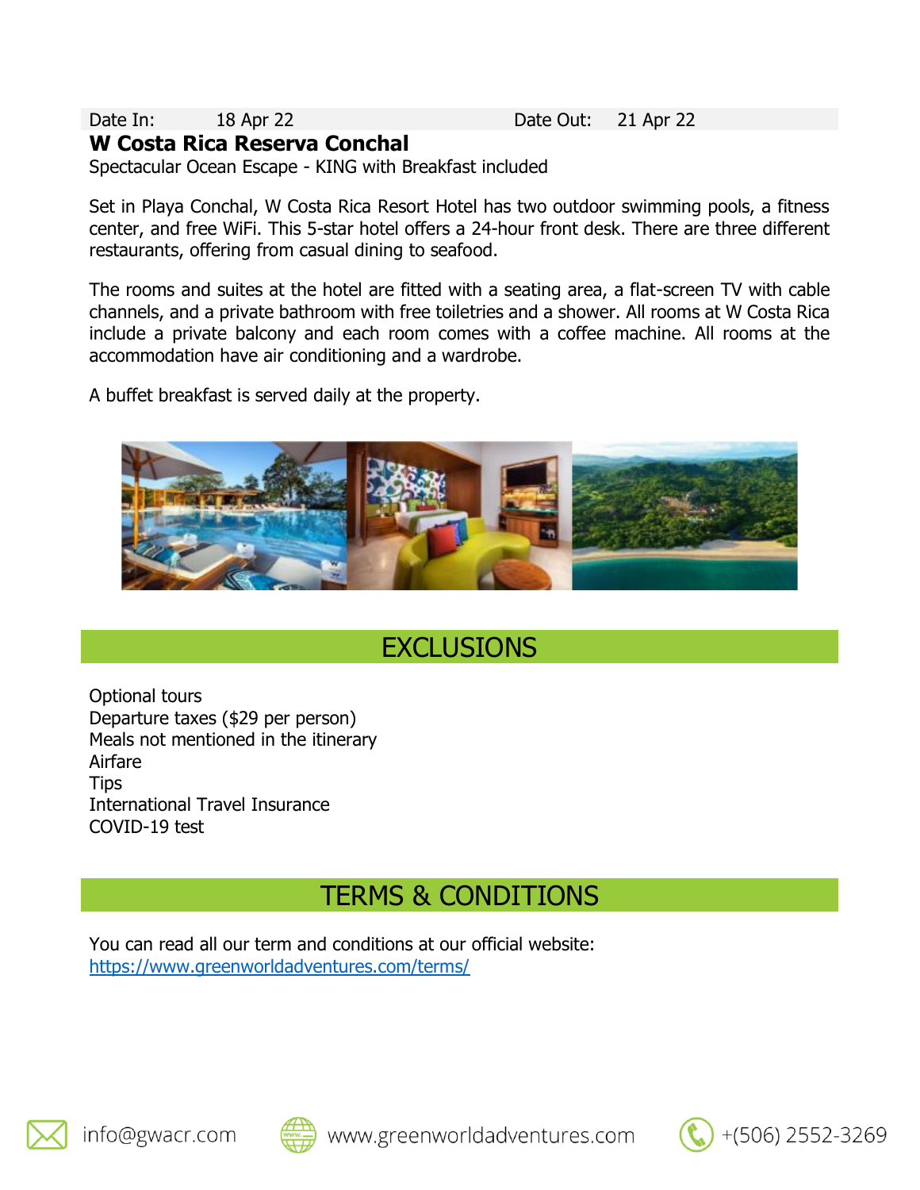| Date In: | 18 Apr 22 | Date Out: | 21 Apr 22 |
|---|---|---|---|

**W Costa Rica Reserva Conchal**

Spectacular Ocean Escape - KING with Breakfast included

Set in Playa Conchal, W Costa Rica Resort Hotel has two outdoor swimming pools, a fitness center, and free WiFi. This 5-star hotel offers a 24-hour front desk. There are three different restaurants, offering from casual dining to seafood.

The rooms and suites at the hotel are fitted with a seating area, a flat-screen TV with cable channels, and a private bathroom with free toiletries and a shower. All rooms at W Costa Rica include a private balcony and each room comes with a coffee machine. All rooms at the accommodation have air conditioning and a wardrobe.

A buffet breakfast is served daily at the property.

## EXCLUSIONS

Optional tours
Departure taxes ($29 per person)
Meals not mentioned in the itinerary
Airfare
Tips
International Travel Insurance
COVID-19 test

## TERMS & CONDITIONS

You can read all our term and conditions at our official website:
https://www.greenworldadventures.com/terms/

info@gwacr.com www.greenworldadventures.com +(506) 2552-3269